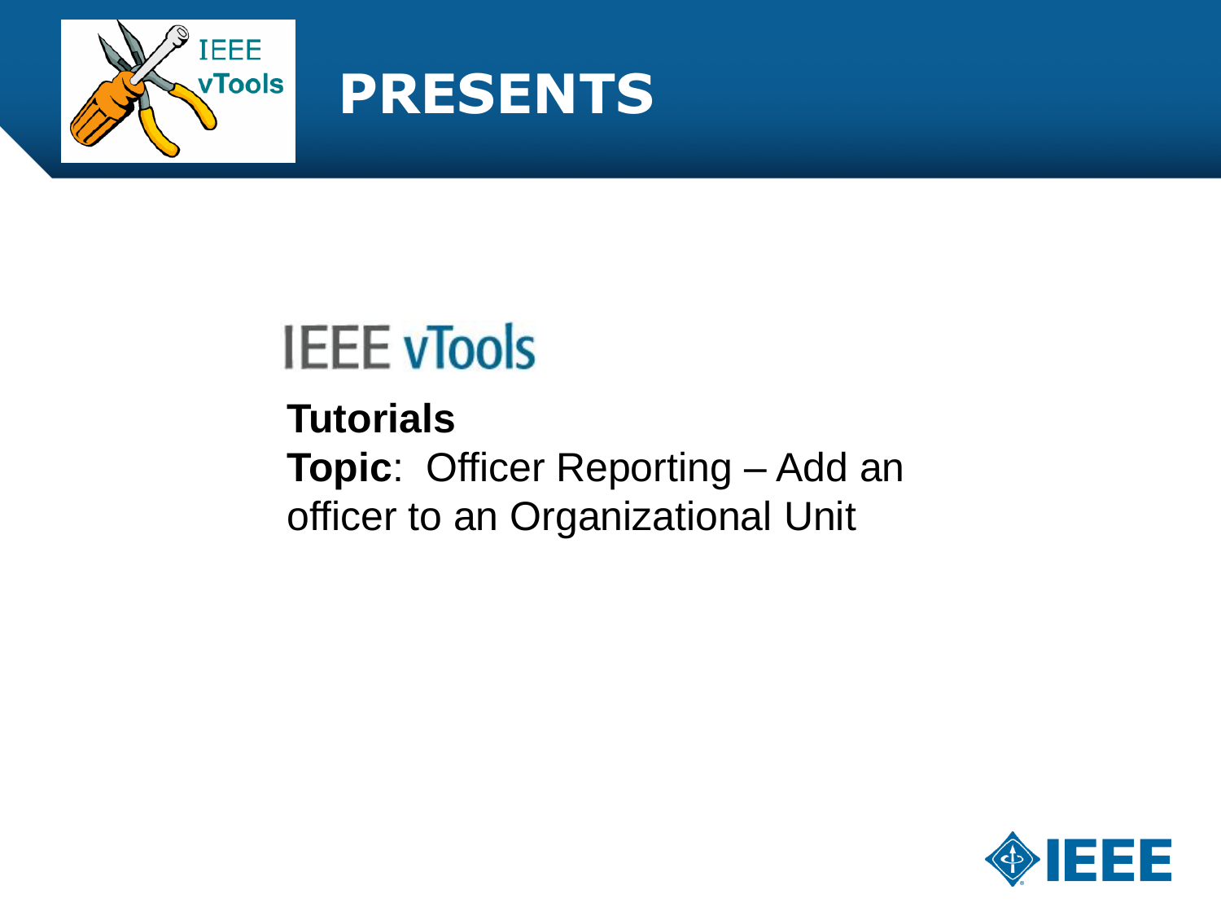# PRESENTS

## IEEE vTools

**Tutorials**

**Topic**: Officer Reporting – Add an officer to an Organizational Unit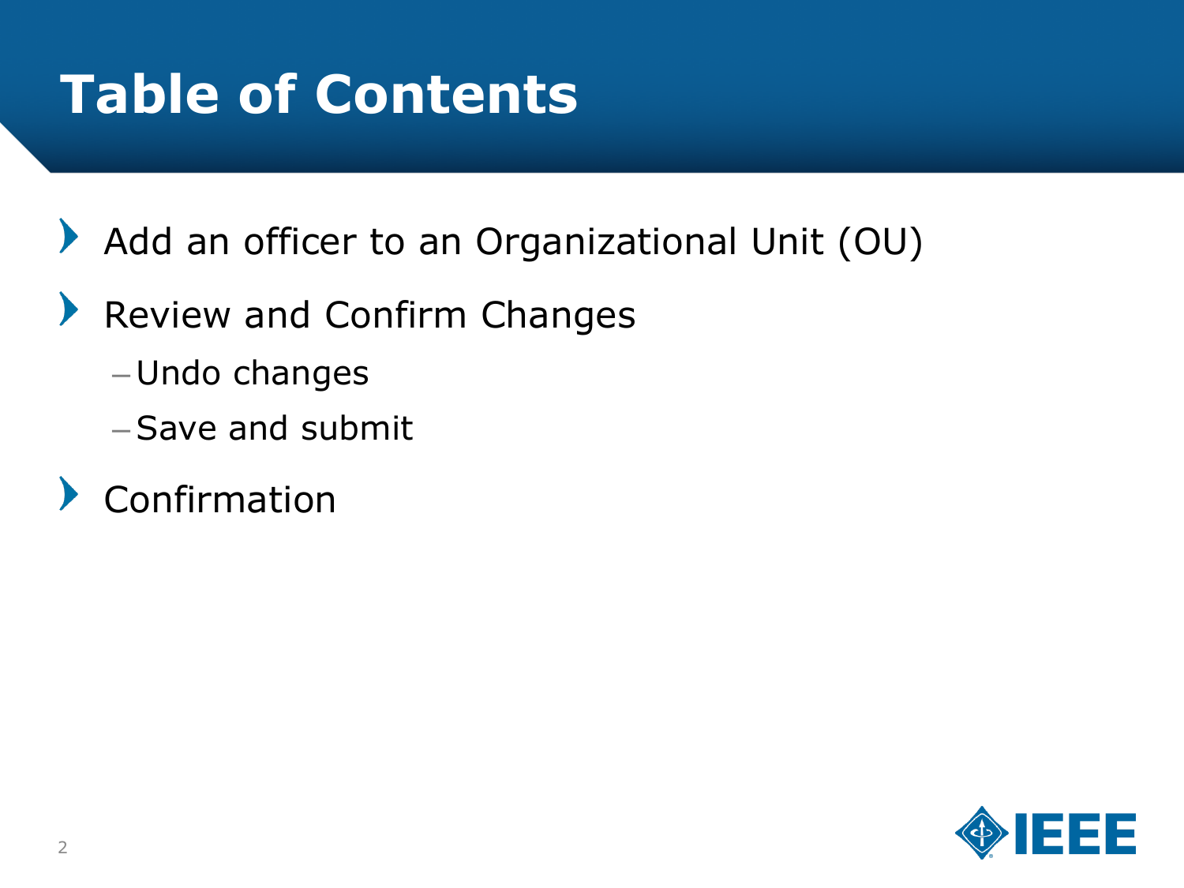# Table of Contents

- Add an officer to an Organizational Unit (OU)
- Review and Confirm Changes
  - Undo changes
  - Save and submit
- Confirmation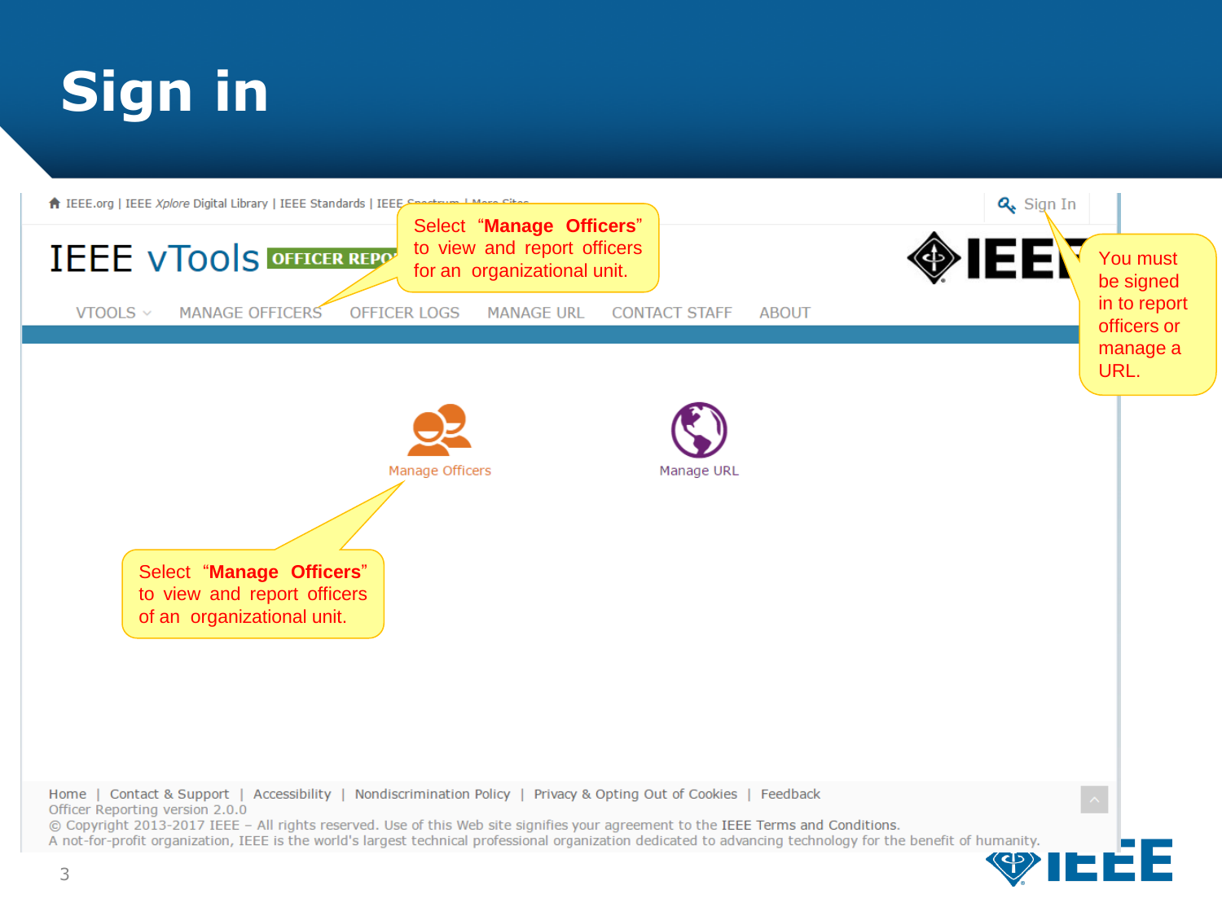# Sign in

IEEE.org | IEEE *Xplore* Digital Library | IEEE Standards | IEEE Spectrum | More Sites

Sign In

IEEE vTools OFFICER REPO

Select "**Manage Officers**" to view and report officers for an organizational unit.

You must be signed in to report officers or manage a URL.

VTOOLS | MANAGE OFFICERS | OFFICER LOGS | MANAGE URL | CONTACT STAFF | ABOUT

Manage Officers

Manage URL

Select "**Manage Officers**" to view and report officers of an organizational unit.

Home | Contact & Support | Accessibility | Nondiscrimination Policy | Privacy & Opting Out of Cookies | Feedback

Officer Reporting version 2.0.0

© Copyright 2013-2017 IEEE – All rights reserved. Use of this Web site signifies your agreement to the IEEE Terms and Conditions.

A not-for-profit organization, IEEE is the world's largest technical professional organization dedicated to advancing technology for the benefit of humanity.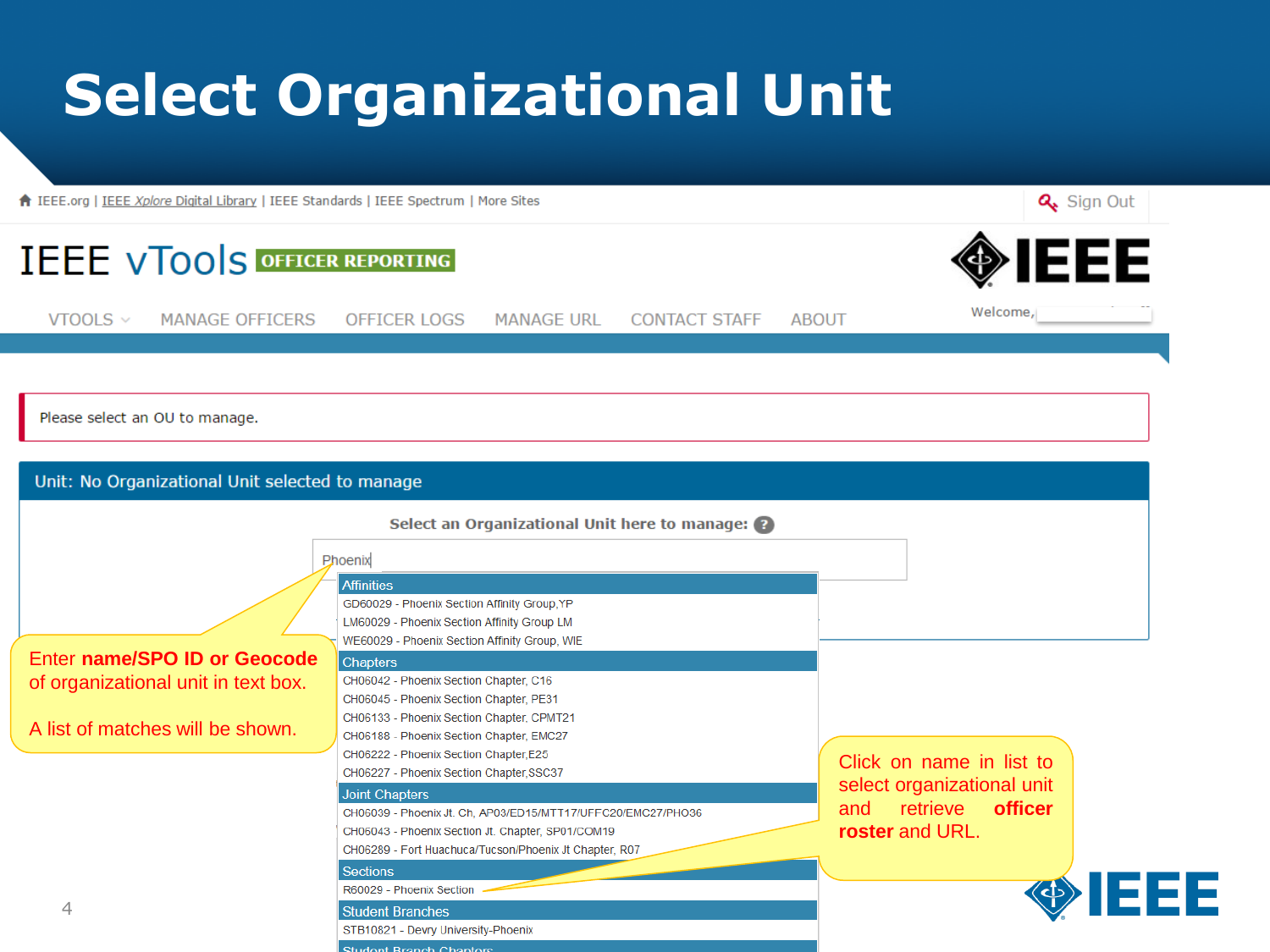# Select Organizational Unit

IEEE.org | IEEE *Xplore* Digital Library | IEEE Standards | IEEE Spectrum | More Sites

Sign Out

IEEE vTools OFFICER REPORTING

IEEE

VTOOLS MANAGE OFFICERS OFFICER LOGS MANAGE URL CONTACT STAFF ABOUT

Welcome,

Please select an OU to manage.

Unit: No Organizational Unit selected to manage

Select an Organizational Unit here to manage:

Phoenix

**Affinities**

- GD60029 - Phoenix Section Affinity Group,YP
- LM60029 - Phoenix Section Affinity Group LM
- WE60029 - Phoenix Section Affinity Group, WIE

**Chapters**

- CH06042 - Phoenix Section Chapter, C16
- CH06045 - Phoenix Section Chapter, PE31
- CH06133 - Phoenix Section Chapter, CPMT21
- CH06188 - Phoenix Section Chapter, EMC27
- CH06222 - Phoenix Section Chapter,E25
- CH06227 - Phoenix Section Chapter,SSC37

**Joint Chapters**

- CH06039 - Phoenix Jt. Ch, AP03/ED15/MTT17/UFFC20/EMC27/PHO36
- CH06043 - Phoenix Section Jt. Chapter, SP01/COM19
- CH06289 - Fort Huachuca/Tucson/Phoenix Jt Chapter, R07

**Sections**

- R60029 - Phoenix Section

**Student Branches**

- STB10821 - Devry University-Phoenix

**Student Branch Chapters**

Enter **name/SPO ID or Geocode** of organizational unit in text box.

A list of matches will be shown.

Click on name in list to select organizational unit and retrieve **officer roster** and URL.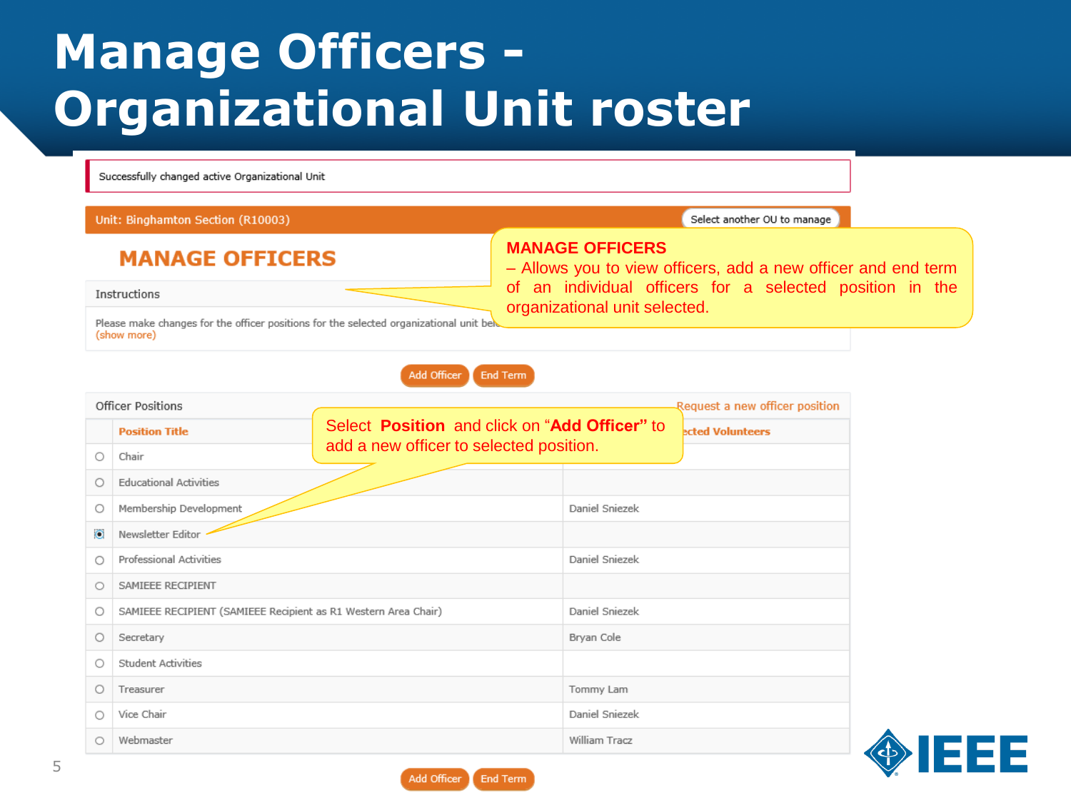# Manage Officers - Organizational Unit roster

Successfully changed active Organizational Unit

Unit: Binghamton Section (R10003)

Select another OU to manage

## MANAGE OFFICERS

**MANAGE OFFICERS**
– Allows you to view officers, add a new officer and end term of an individual officers for a selected position in the organizational unit selected.

Instructions

Please make changes for the officer positions for the selected organizational unit bel...
(show more)

Add Officer | End Term

Officer Positions

Request a new officer position

Select **Position** and click on "**Add Officer**" to add a new officer to selected position.

| | Position Title | ...cted Volunteers |
|---|---|---|
| ○ | Chair | |
| ○ | Educational Activities | |
| ○ | Membership Development | Daniel Sniezek |
| ◉ | Newsletter Editor | |
| ○ | Professional Activities | Daniel Sniezek |
| ○ | SAMIEEE RECIPIENT | |
| ○ | SAMIEEE RECIPIENT (SAMIEEE Recipient as R1 Western Area Chair) | Daniel Sniezek |
| ○ | Secretary | Bryan Cole |
| ○ | Student Activities | |
| ○ | Treasurer | Tommy Lam |
| ○ | Vice Chair | Daniel Sniezek |
| ○ | Webmaster | William Tracz |

Add Officer | End Term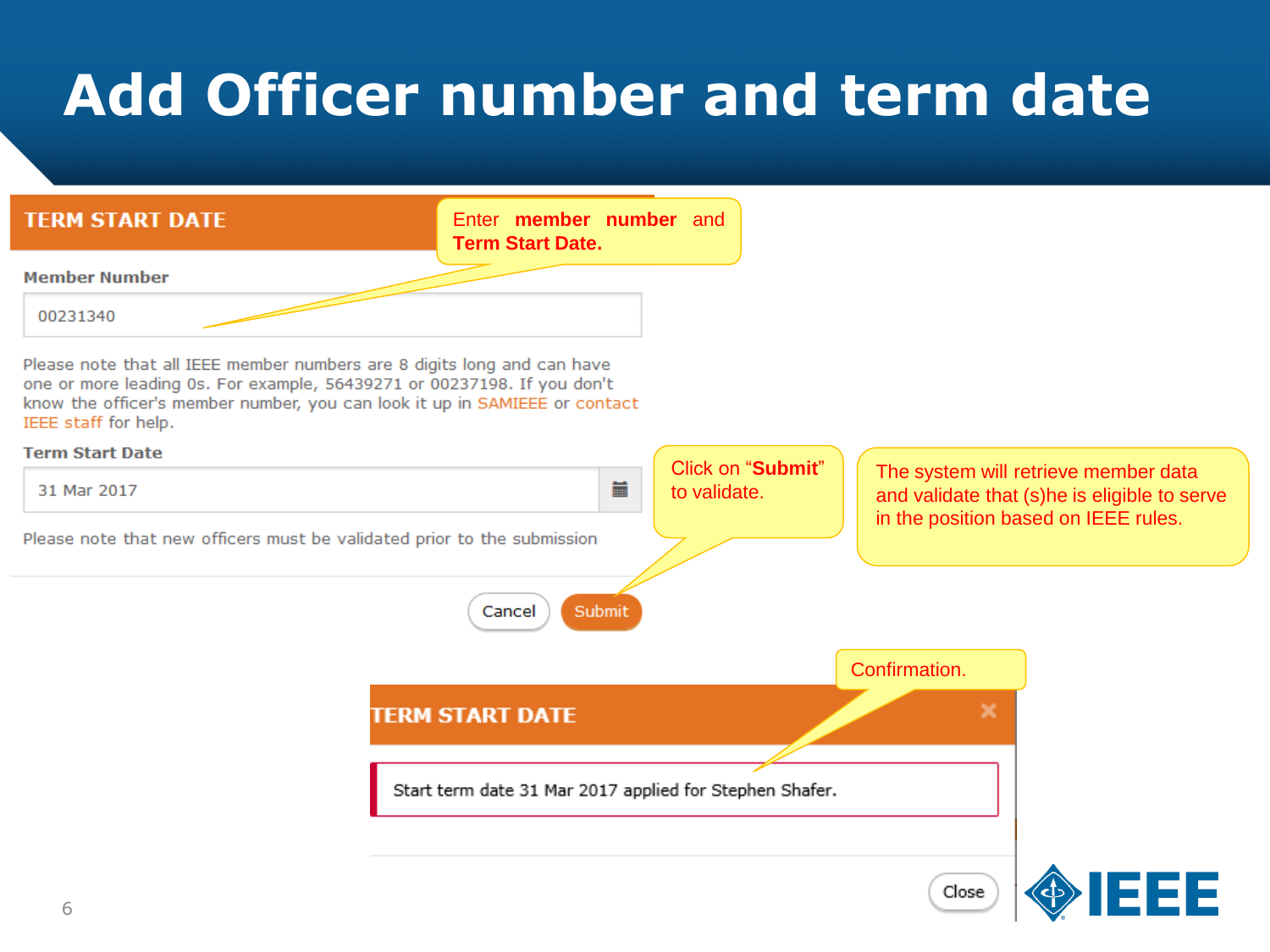# Add Officer number and term date

**TERM START DATE**

Enter **member number** and **Term Start Date.**

**Member Number**

00231340

Please note that all IEEE member numbers are 8 digits long and can have one or more leading 0s. For example, 56439271 or 00237198. If you don't know the officer's member number, you can look it up in SAMIEEE or contact IEEE staff for help.

**Term Start Date**

31 Mar 2017

Please note that new officers must be validated prior to the submission

Cancel | Submit

Click on "**Submit**" to validate.

The system will retrieve member data and validate that (s)he is eligible to serve in the position based on IEEE rules.

Confirmation.

**TERM START DATE**

Start term date 31 Mar 2017 applied for Stephen Shafer.

Close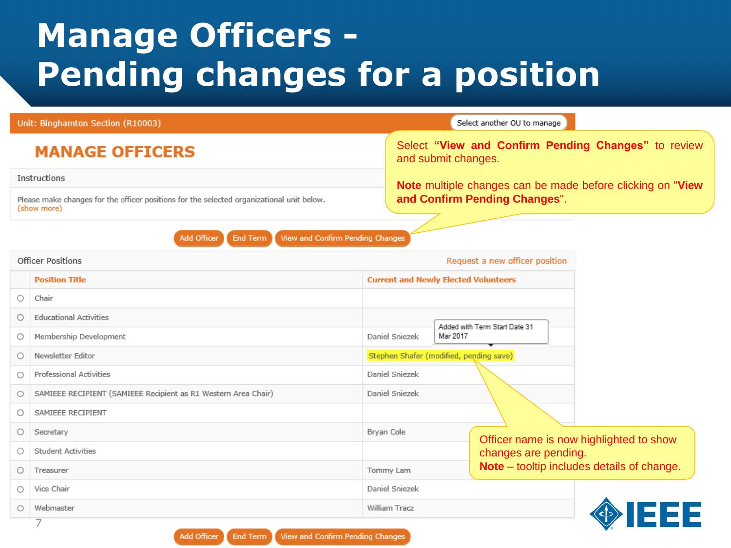# Manage Officers - Pending changes for a position

Unit: Binghamton Section (R10003) — Select another OU to manage

## MANAGE OFFICERS

Instructions

Please make changes for the officer positions for the selected organizational unit below.
(show more)

Add Officer | End Term | View and Confirm Pending Changes

Select **"View and Confirm Pending Changes"** to review and submit changes.

**Note** multiple changes can be made before clicking on "**View and Confirm Pending Changes**".

Officer Positions — Request a new officer position

| | Position Title | Current and Newly Elected Volunteers |
|---|---|---|
| ○ | Chair | |
| ○ | Educational Activities | |
| ○ | Membership Development | Daniel Sniezek |
| ○ | Newsletter Editor | Stephen Shafer (modified, pending save) |
| ○ | Professional Activities | Daniel Sniezek |
| ○ | SAMIEEE RECIPIENT (SAMIEEE Recipient as R1 Western Area Chair) | Daniel Sniezek |
| ○ | SAMIEEE RECIPIENT | |
| ○ | Secretary | Bryan Cole |
| ○ | Student Activities | |
| ○ | Treasurer | Tommy Lam |
| ○ | Vice Chair | Daniel Sniezek |
| ○ | Webmaster | William Tracz |

Tooltip: Added with Term Start Date 31 Mar 2017

Officer name is now highlighted to show changes are pending.
**Note** – tooltip includes details of change.

Add Officer | End Term | View and Confirm Pending Changes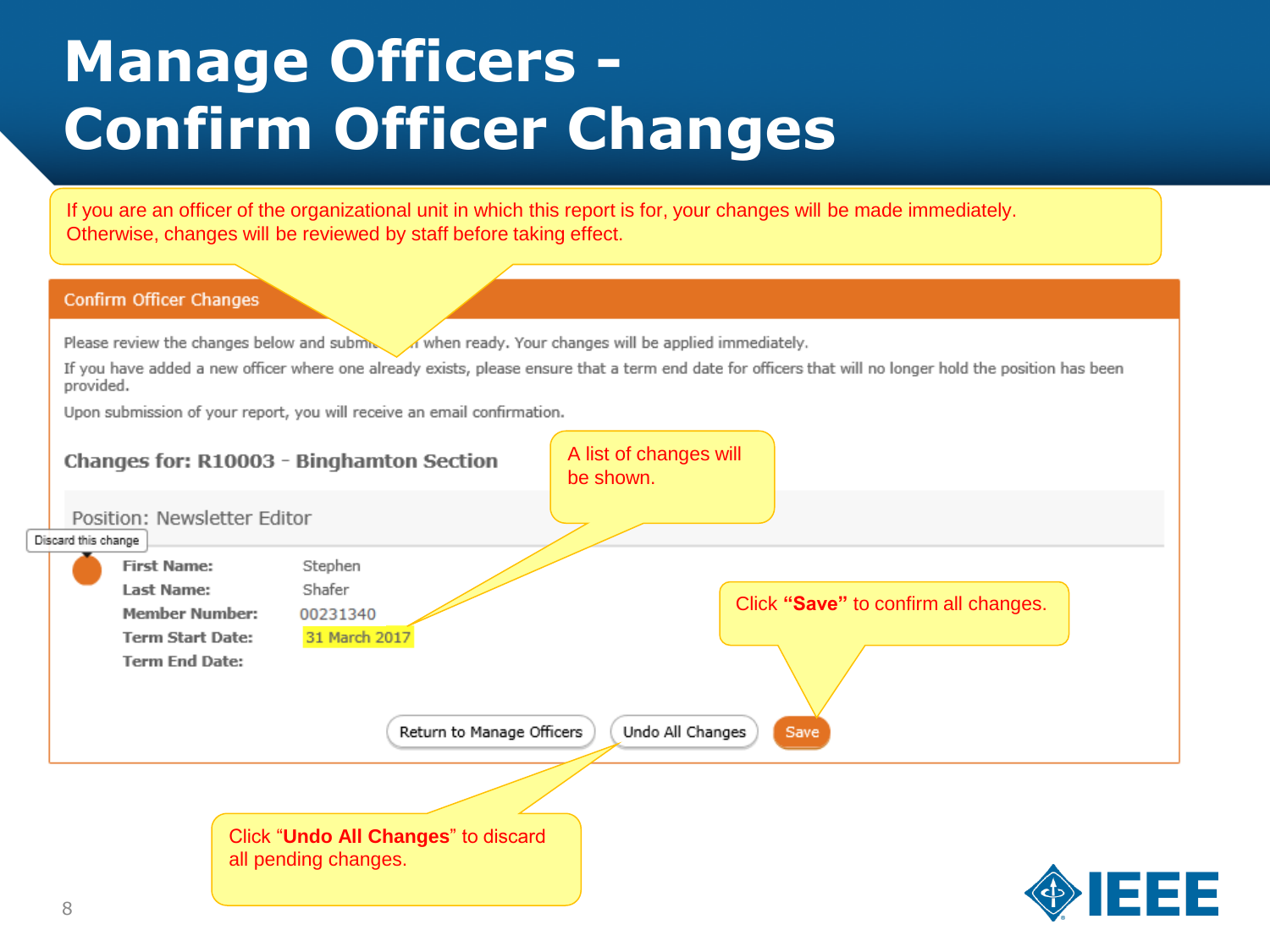# Manage Officers - Confirm Officer Changes

If you are an officer of the organizational unit in which this report is for, your changes will be made immediately. Otherwise, changes will be reviewed by staff before taking effect.

**Confirm Officer Changes**

Please review the changes below and submit when ready. Your changes will be applied immediately.

If you have added a new officer where one already exists, please ensure that a term end date for officers that will no longer hold the position has been provided.

Upon submission of your report, you will receive an email confirmation.

**Changes for: R10003 - Binghamton Section**

A list of changes will be shown.

Position: Newsletter Editor

Discard this change

| | |
|---|---|
| **First Name:** | Stephen |
| **Last Name:** | Shafer |
| **Member Number:** | 00231340 |
| **Term Start Date:** | 31 March 2017 |
| **Term End Date:** | |

Click **"Save"** to confirm all changes.

Return to Manage Officers | Undo All Changes | Save

Click "**Undo All Changes**" to discard all pending changes.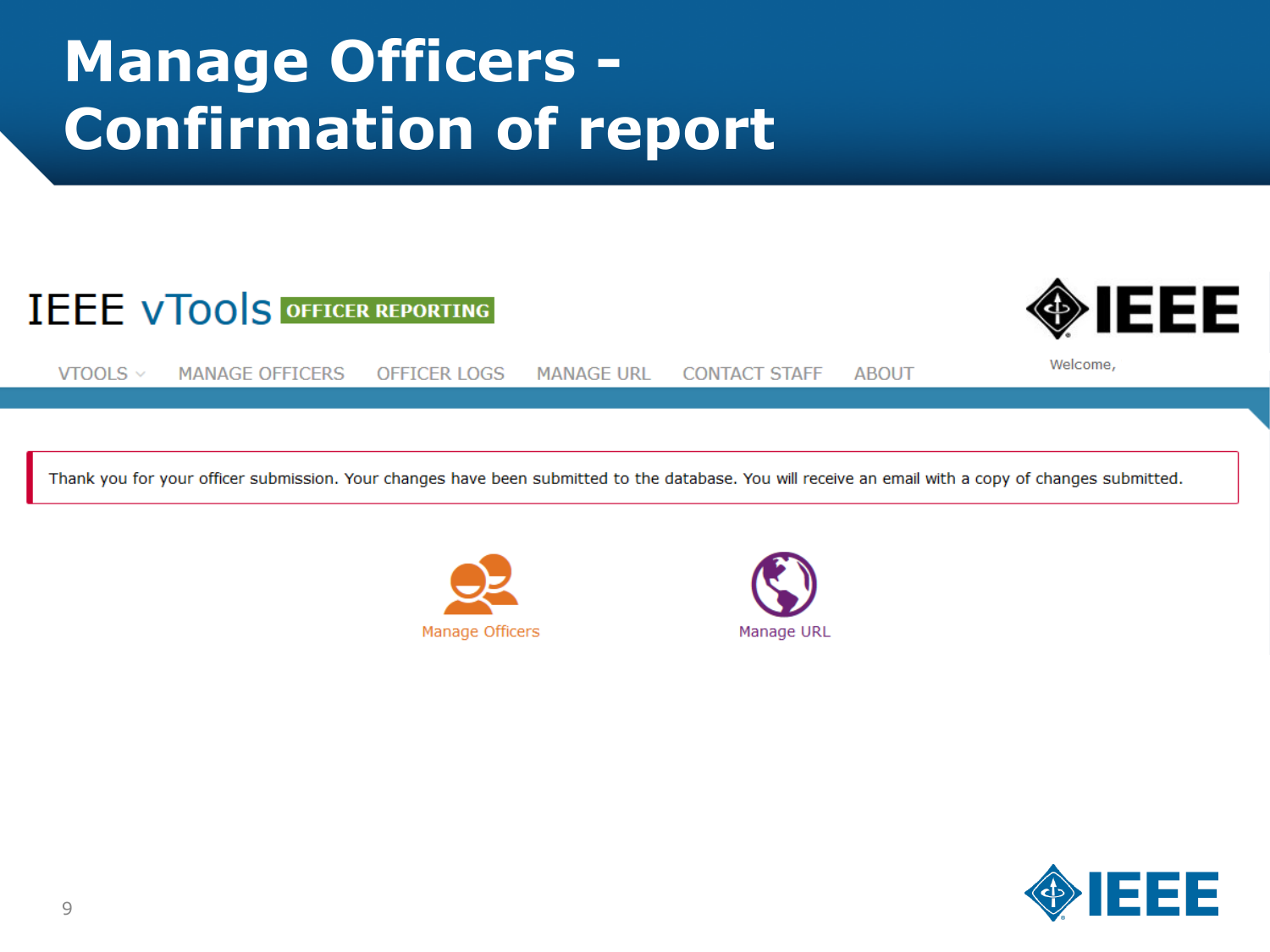# Manage Officers - Confirmation of report

IEEE vTools OFFICER REPORTING

VTOOLS | MANAGE OFFICERS | OFFICER LOGS | MANAGE URL | CONTACT STAFF | ABOUT

Welcome,

Thank you for your officer submission. Your changes have been submitted to the database. You will receive an email with a copy of changes submitted.

Manage Officers

Manage URL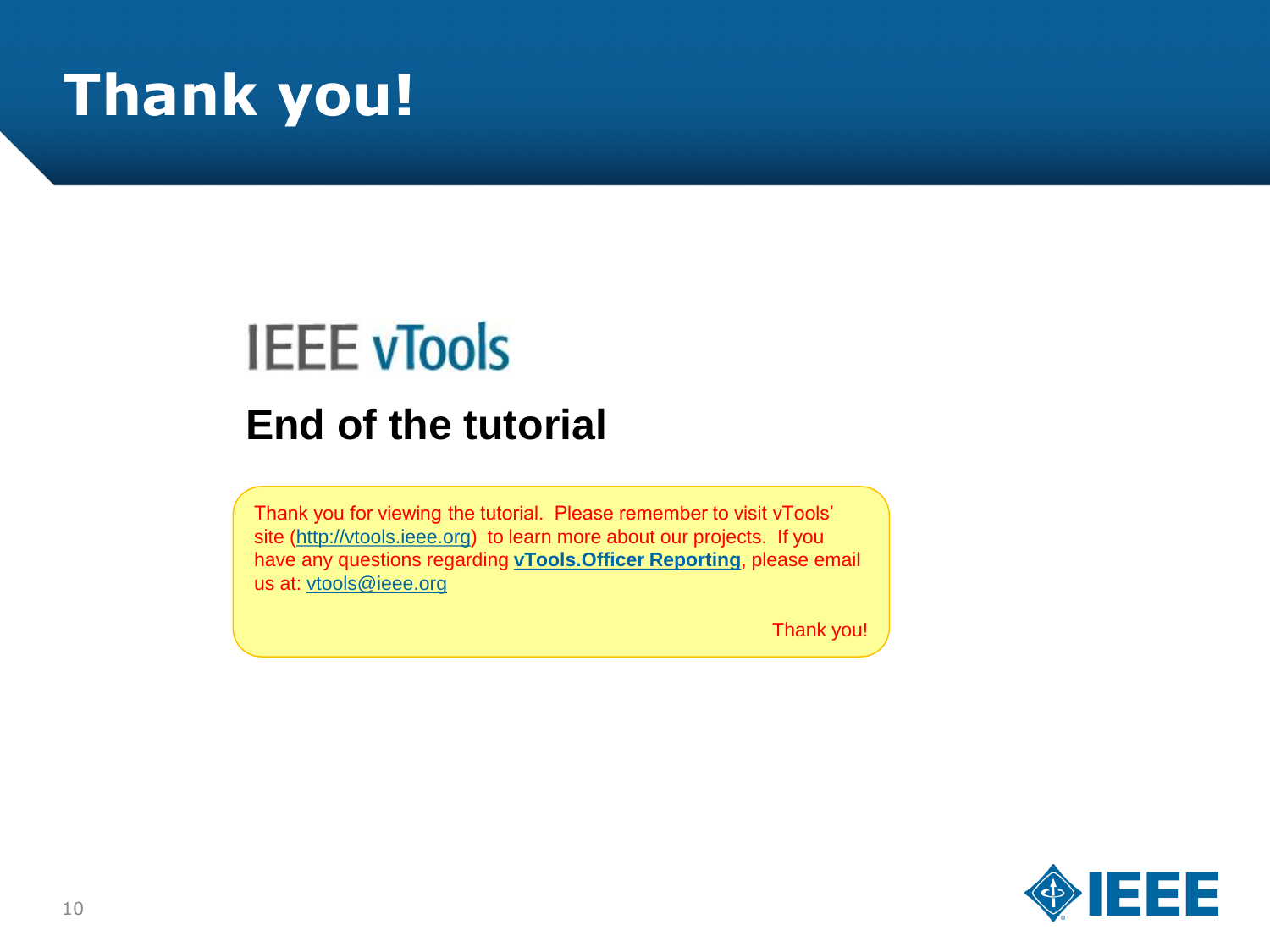# Thank you!

IEEE vTools

## End of the tutorial

Thank you for viewing the tutorial. Please remember to visit vTools' site (http://vtools.ieee.org) to learn more about our projects. If you have any questions regarding **vTools.Officer Reporting**, please email us at: vtools@ieee.org

Thank you!